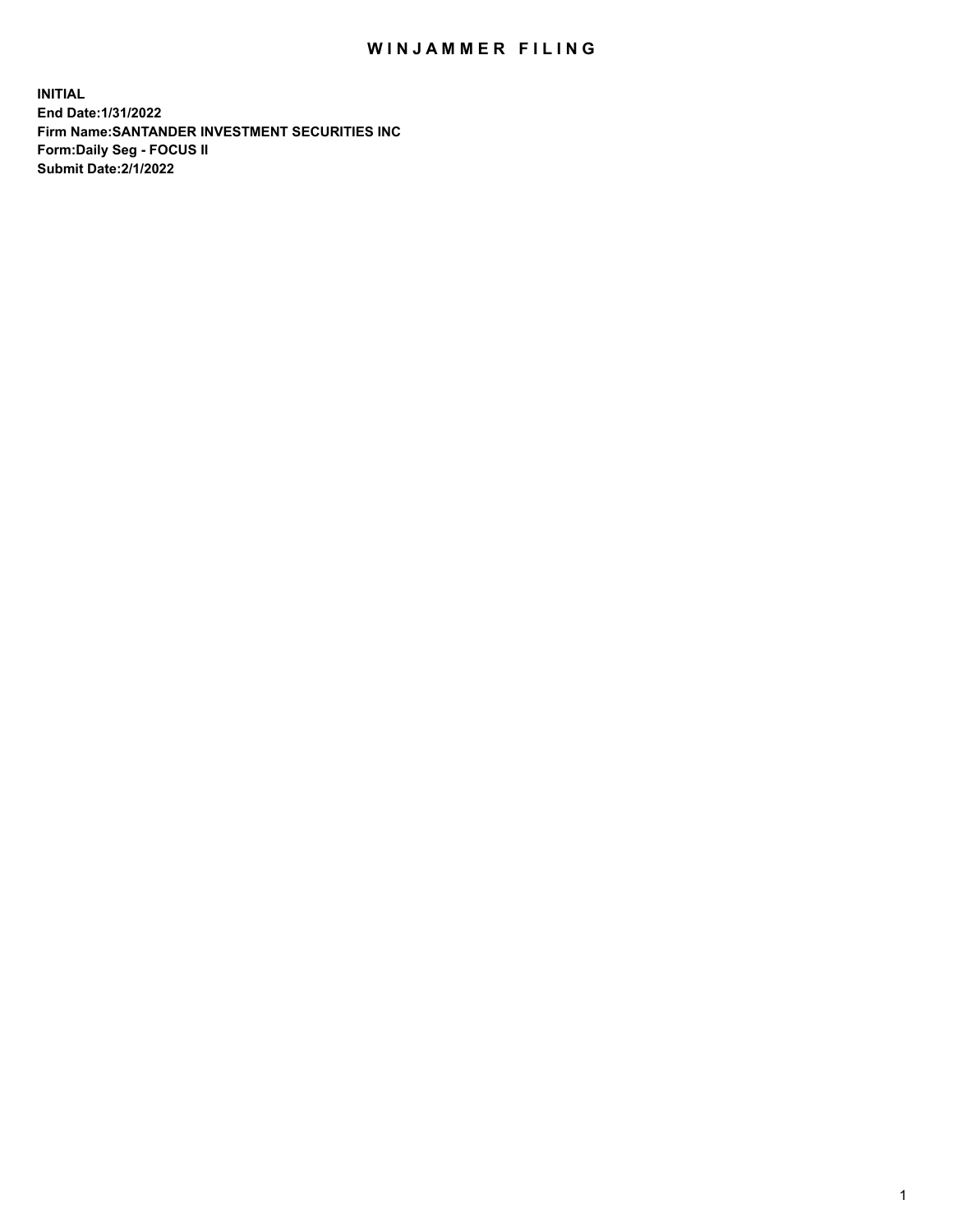# WINJAMMER FILING

**INITIAL**
**End Date:1/31/2022**
**Firm Name:SANTANDER INVESTMENT SECURITIES INC**
**Form:Daily Seg - FOCUS II**
**Submit Date:2/1/2022**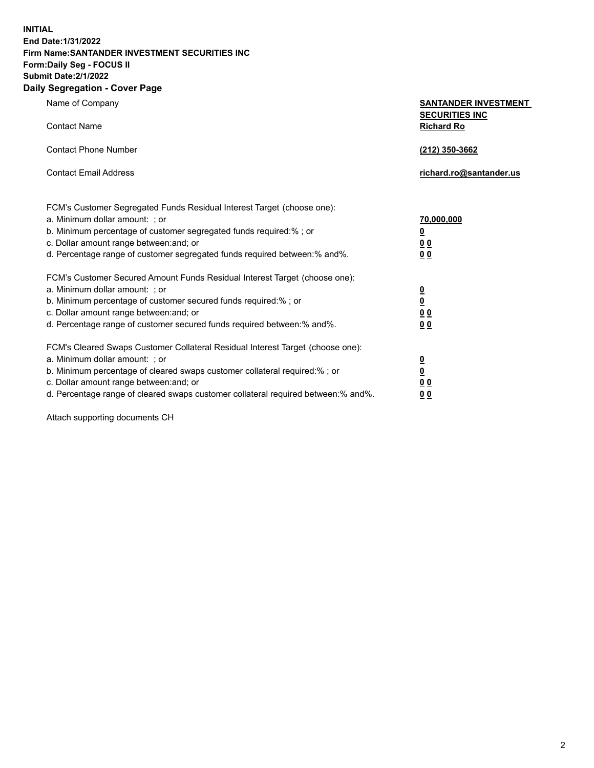**INITIAL**
**End Date:1/31/2022**
**Firm Name:SANTANDER INVESTMENT SECURITIES INC**
**Form:Daily Seg - FOCUS II**
**Submit Date:2/1/2022**

## Daily Segregation - Cover Page

| | |
|---|---|
| Name of Company | **SANTANDER INVESTMENT SECURITIES INC** |
| Contact Name | **Richard Ro** |
| Contact Phone Number | **(212) 350-3662** |
| Contact Email Address | **richard.ro@santander.us** |
| FCM's Customer Segregated Funds Residual Interest Target (choose one): | |
| a. Minimum dollar amount: ; or | **70,000,000** |
| b. Minimum percentage of customer segregated funds required:% ; or | **0** |
| c. Dollar amount range between:and; or | **0 0** |
| d. Percentage range of customer segregated funds required between:% and%. | **0 0** |
| FCM's Customer Secured Amount Funds Residual Interest Target (choose one): | |
| a. Minimum dollar amount: ; or | **0** |
| b. Minimum percentage of customer secured funds required:% ; or | **0** |
| c. Dollar amount range between:and; or | **0 0** |
| d. Percentage range of customer secured funds required between:% and%. | **0 0** |
| FCM's Cleared Swaps Customer Collateral Residual Interest Target (choose one): | |
| a. Minimum dollar amount: ; or | **0** |
| b. Minimum percentage of cleared swaps customer collateral required:% ; or | **0** |
| c. Dollar amount range between:and; or | **0 0** |
| d. Percentage range of cleared swaps customer collateral required between:% and%. | **0 0** |

Attach supporting documents CH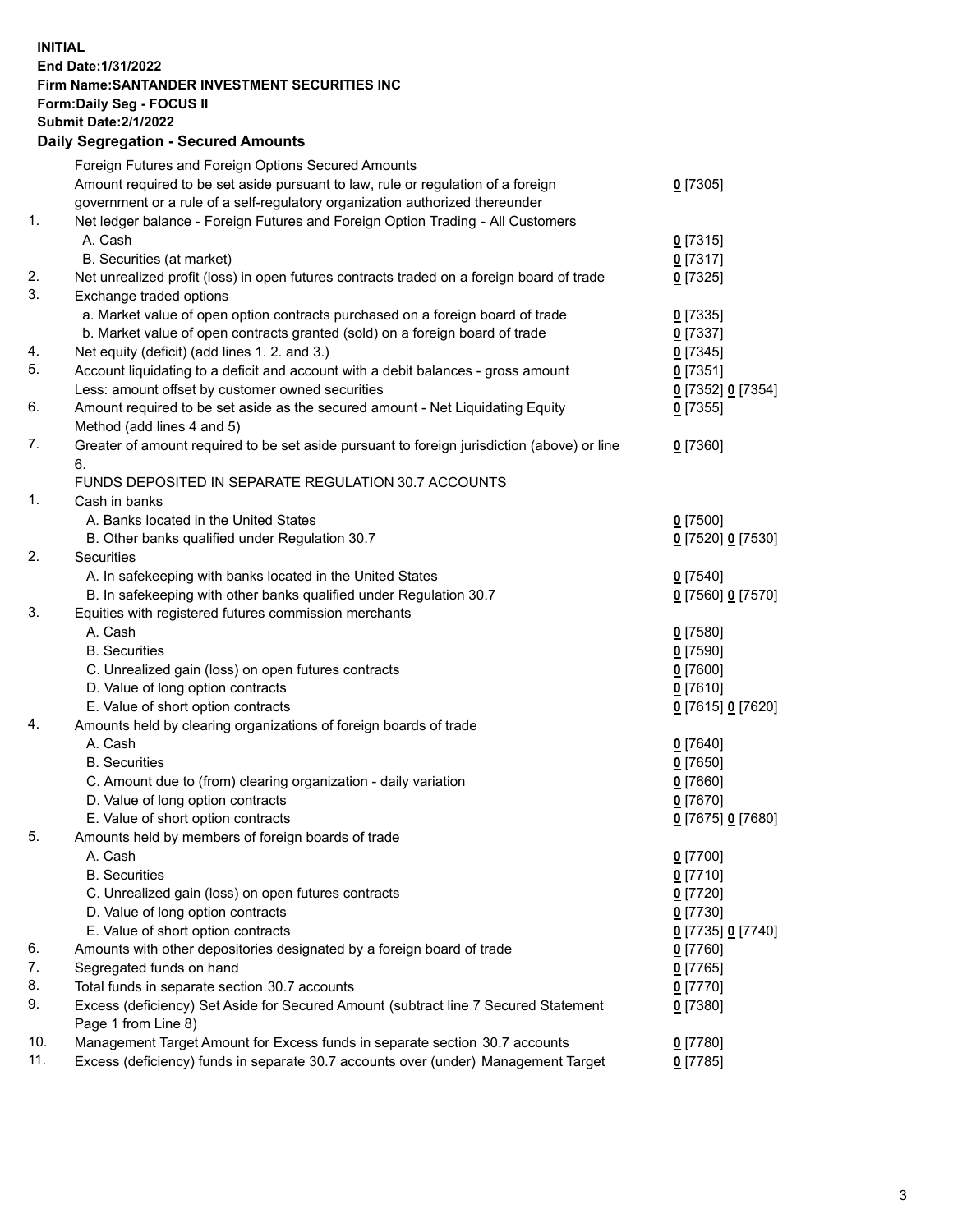**INITIAL**
**End Date:1/31/2022**
**Firm Name:SANTANDER INVESTMENT SECURITIES INC**
**Form:Daily Seg - FOCUS II**
**Submit Date:2/1/2022**

## Daily Segregation - Secured Amounts

| | | |
|---|---|---|
| | Foreign Futures and Foreign Options Secured Amounts | |
| | Amount required to be set aside pursuant to law, rule or regulation of a foreign government or a rule of a self-regulatory organization authorized thereunder | 0 [7305] |
| 1. | Net ledger balance - Foreign Futures and Foreign Option Trading - All Customers | |
| | A. Cash | 0 [7315] |
| | B. Securities (at market) | 0 [7317] |
| 2. | Net unrealized profit (loss) in open futures contracts traded on a foreign board of trade | 0 [7325] |
| 3. | Exchange traded options | |
| | a. Market value of open option contracts purchased on a foreign board of trade | 0 [7335] |
| | b. Market value of open contracts granted (sold) on a foreign board of trade | 0 [7337] |
| 4. | Net equity (deficit) (add lines 1. 2. and 3.) | 0 [7345] |
| 5. | Account liquidating to a deficit and account with a debit balances - gross amount | 0 [7351] |
| | Less: amount offset by customer owned securities | 0 [7352] 0 [7354] |
| 6. | Amount required to be set aside as the secured amount - Net Liquidating Equity Method (add lines 4 and 5) | 0 [7355] |
| 7. | Greater of amount required to be set aside pursuant to foreign jurisdiction (above) or line 6. | 0 [7360] |
| | FUNDS DEPOSITED IN SEPARATE REGULATION 30.7 ACCOUNTS | |
| 1. | Cash in banks | |
| | A. Banks located in the United States | 0 [7500] |
| | B. Other banks qualified under Regulation 30.7 | 0 [7520] 0 [7530] |
| 2. | Securities | |
| | A. In safekeeping with banks located in the United States | 0 [7540] |
| | B. In safekeeping with other banks qualified under Regulation 30.7 | 0 [7560] 0 [7570] |
| 3. | Equities with registered futures commission merchants | |
| | A. Cash | 0 [7580] |
| | B. Securities | 0 [7590] |
| | C. Unrealized gain (loss) on open futures contracts | 0 [7600] |
| | D. Value of long option contracts | 0 [7610] |
| | E. Value of short option contracts | 0 [7615] 0 [7620] |
| 4. | Amounts held by clearing organizations of foreign boards of trade | |
| | A. Cash | 0 [7640] |
| | B. Securities | 0 [7650] |
| | C. Amount due to (from) clearing organization - daily variation | 0 [7660] |
| | D. Value of long option contracts | 0 [7670] |
| | E. Value of short option contracts | 0 [7675] 0 [7680] |
| 5. | Amounts held by members of foreign boards of trade | |
| | A. Cash | 0 [7700] |
| | B. Securities | 0 [7710] |
| | C. Unrealized gain (loss) on open futures contracts | 0 [7720] |
| | D. Value of long option contracts | 0 [7730] |
| | E. Value of short option contracts | 0 [7735] 0 [7740] |
| 6. | Amounts with other depositories designated by a foreign board of trade | 0 [7760] |
| 7. | Segregated funds on hand | 0 [7765] |
| 8. | Total funds in separate section 30.7 accounts | 0 [7770] |
| 9. | Excess (deficiency) Set Aside for Secured Amount (subtract line 7 Secured Statement Page 1 from Line 8) | 0 [7380] |
| 10. | Management Target Amount for Excess funds in separate section 30.7 accounts | 0 [7780] |
| 11. | Excess (deficiency) funds in separate 30.7 accounts over (under) Management Target | 0 [7785] |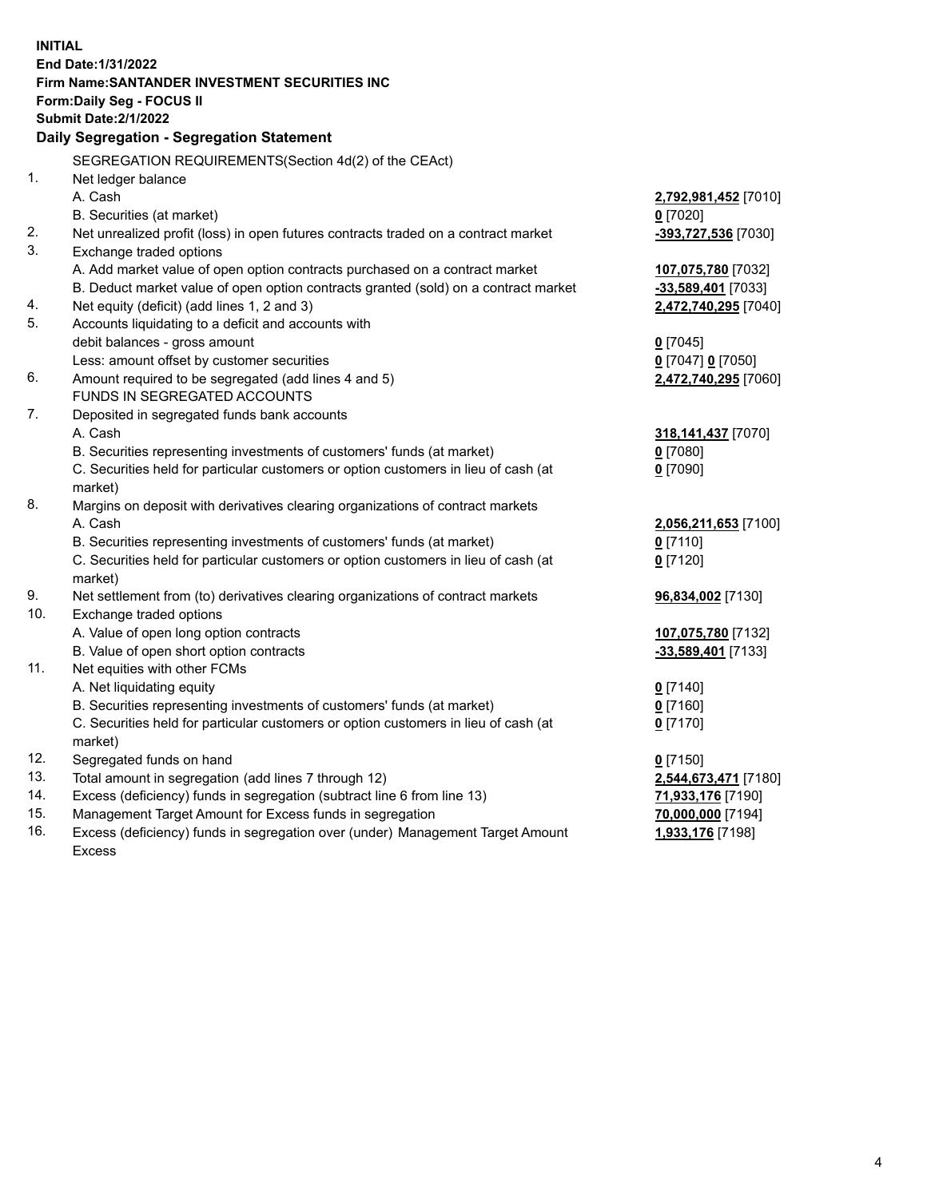**INITIAL**
**End Date:1/31/2022**
**Firm Name:SANTANDER INVESTMENT SECURITIES INC**
**Form:Daily Seg - FOCUS II**
**Submit Date:2/1/2022**

## Daily Segregation - Segregation Statement

| | | |
|---|---|---|
| | SEGREGATION REQUIREMENTS(Section 4d(2) of the CEAct) | |
| 1. | Net ledger balance | |
| | A. Cash | **2,792,981,452** [7010] |
| | B. Securities (at market) | **0** [7020] |
| 2. | Net unrealized profit (loss) in open futures contracts traded on a contract market | **-393,727,536** [7030] |
| 3. | Exchange traded options | |
| | A. Add market value of open option contracts purchased on a contract market | **107,075,780** [7032] |
| | B. Deduct market value of open option contracts granted (sold) on a contract market | **-33,589,401** [7033] |
| 4. | Net equity (deficit) (add lines 1, 2 and 3) | **2,472,740,295** [7040] |
| 5. | Accounts liquidating to a deficit and accounts with debit balances - gross amount | **0** [7045] |
| | Less: amount offset by customer securities | **0** [7047] **0** [7050] |
| 6. | Amount required to be segregated (add lines 4 and 5) | **2,472,740,295** [7060] |
| | FUNDS IN SEGREGATED ACCOUNTS | |
| 7. | Deposited in segregated funds bank accounts | |
| | A. Cash | **318,141,437** [7070] |
| | B. Securities representing investments of customers' funds (at market) | **0** [7080] |
| | C. Securities held for particular customers or option customers in lieu of cash (at market) | **0** [7090] |
| 8. | Margins on deposit with derivatives clearing organizations of contract markets | |
| | A. Cash | **2,056,211,653** [7100] |
| | B. Securities representing investments of customers' funds (at market) | **0** [7110] |
| | C. Securities held for particular customers or option customers in lieu of cash (at market) | **0** [7120] |
| 9. | Net settlement from (to) derivatives clearing organizations of contract markets | **96,834,002** [7130] |
| 10. | Exchange traded options | |
| | A. Value of open long option contracts | **107,075,780** [7132] |
| | B. Value of open short option contracts | **-33,589,401** [7133] |
| 11. | Net equities with other FCMs | |
| | A. Net liquidating equity | **0** [7140] |
| | B. Securities representing investments of customers' funds (at market) | **0** [7160] |
| | C. Securities held for particular customers or option customers in lieu of cash (at market) | **0** [7170] |
| 12. | Segregated funds on hand | **0** [7150] |
| 13. | Total amount in segregation (add lines 7 through 12) | **2,544,673,471** [7180] |
| 14. | Excess (deficiency) funds in segregation (subtract line 6 from line 13) | **71,933,176** [7190] |
| 15. | Management Target Amount for Excess funds in segregation | **70,000,000** [7194] |
| 16. | Excess (deficiency) funds in segregation over (under) Management Target Amount Excess | **1,933,176** [7198] |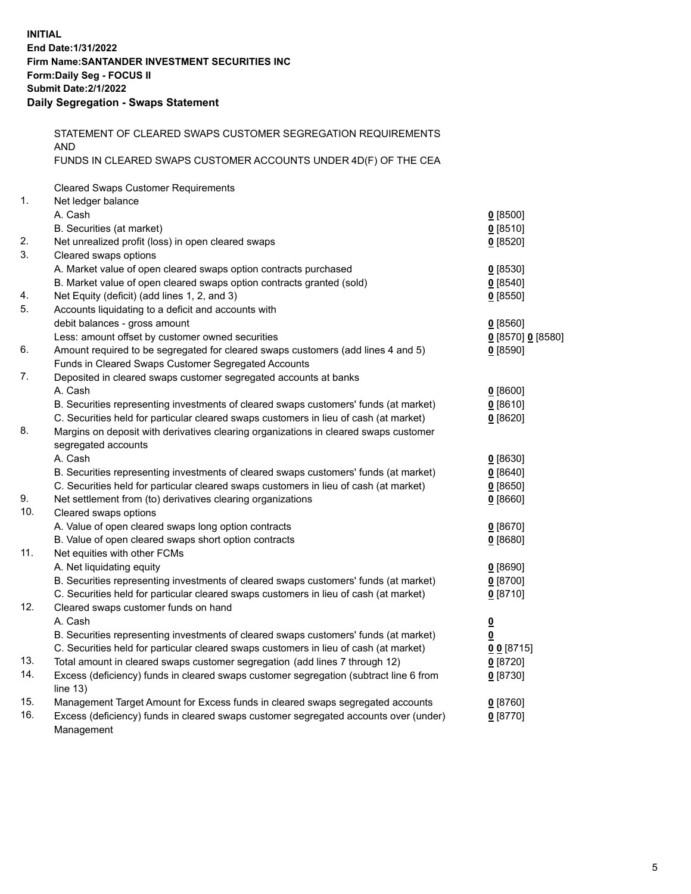**INITIAL**
**End Date:1/31/2022**
**Firm Name:SANTANDER INVESTMENT SECURITIES INC**
**Form:Daily Seg - FOCUS II**
**Submit Date:2/1/2022**
**Daily Segregation - Swaps Statement**

STATEMENT OF CLEARED SWAPS CUSTOMER SEGREGATION REQUIREMENTS AND FUNDS IN CLEARED SWAPS CUSTOMER ACCOUNTS UNDER 4D(F) OF THE CEA

| | | |
|---|---|---|
| | Cleared Swaps Customer Requirements | |
| 1. | Net ledger balance | |
| | A. Cash | 0 [8500] |
| | B. Securities (at market) | 0 [8510] |
| 2. | Net unrealized profit (loss) in open cleared swaps | 0 [8520] |
| 3. | Cleared swaps options | |
| | A. Market value of open cleared swaps option contracts purchased | 0 [8530] |
| | B. Market value of open cleared swaps option contracts granted (sold) | 0 [8540] |
| 4. | Net Equity (deficit) (add lines 1, 2, and 3) | 0 [8550] |
| 5. | Accounts liquidating to a deficit and accounts with debit balances - gross amount | 0 [8560] |
| | Less: amount offset by customer owned securities | 0 [8570] 0 [8580] |
| 6. | Amount required to be segregated for cleared swaps customers (add lines 4 and 5) | 0 [8590] |
| | Funds in Cleared Swaps Customer Segregated Accounts | |
| 7. | Deposited in cleared swaps customer segregated accounts at banks | |
| | A. Cash | 0 [8600] |
| | B. Securities representing investments of cleared swaps customers' funds (at market) | 0 [8610] |
| | C. Securities held for particular cleared swaps customers in lieu of cash (at market) | 0 [8620] |
| 8. | Margins on deposit with derivatives clearing organizations in cleared swaps customer segregated accounts | |
| | A. Cash | 0 [8630] |
| | B. Securities representing investments of cleared swaps customers' funds (at market) | 0 [8640] |
| | C. Securities held for particular cleared swaps customers in lieu of cash (at market) | 0 [8650] |
| 9. | Net settlement from (to) derivatives clearing organizations | 0 [8660] |
| 10. | Cleared swaps options | |
| | A. Value of open cleared swaps long option contracts | 0 [8670] |
| | B. Value of open cleared swaps short option contracts | 0 [8680] |
| 11. | Net equities with other FCMs | |
| | A. Net liquidating equity | 0 [8690] |
| | B. Securities representing investments of cleared swaps customers' funds (at market) | 0 [8700] |
| | C. Securities held for particular cleared swaps customers in lieu of cash (at market) | 0 [8710] |
| 12. | Cleared swaps customer funds on hand | |
| | A. Cash | 0 |
| | B. Securities representing investments of cleared swaps customers' funds (at market) | 0 |
| | C. Securities held for particular cleared swaps customers in lieu of cash (at market) | 0 0 [8715] |
| 13. | Total amount in cleared swaps customer segregation (add lines 7 through 12) | 0 [8720] |
| 14. | Excess (deficiency) funds in cleared swaps customer segregation (subtract line 6 from line 13) | 0 [8730] |
| 15. | Management Target Amount for Excess funds in cleared swaps segregated accounts | 0 [8760] |
| 16. | Excess (deficiency) funds in cleared swaps customer segregated accounts over (under) Management | 0 [8770] |